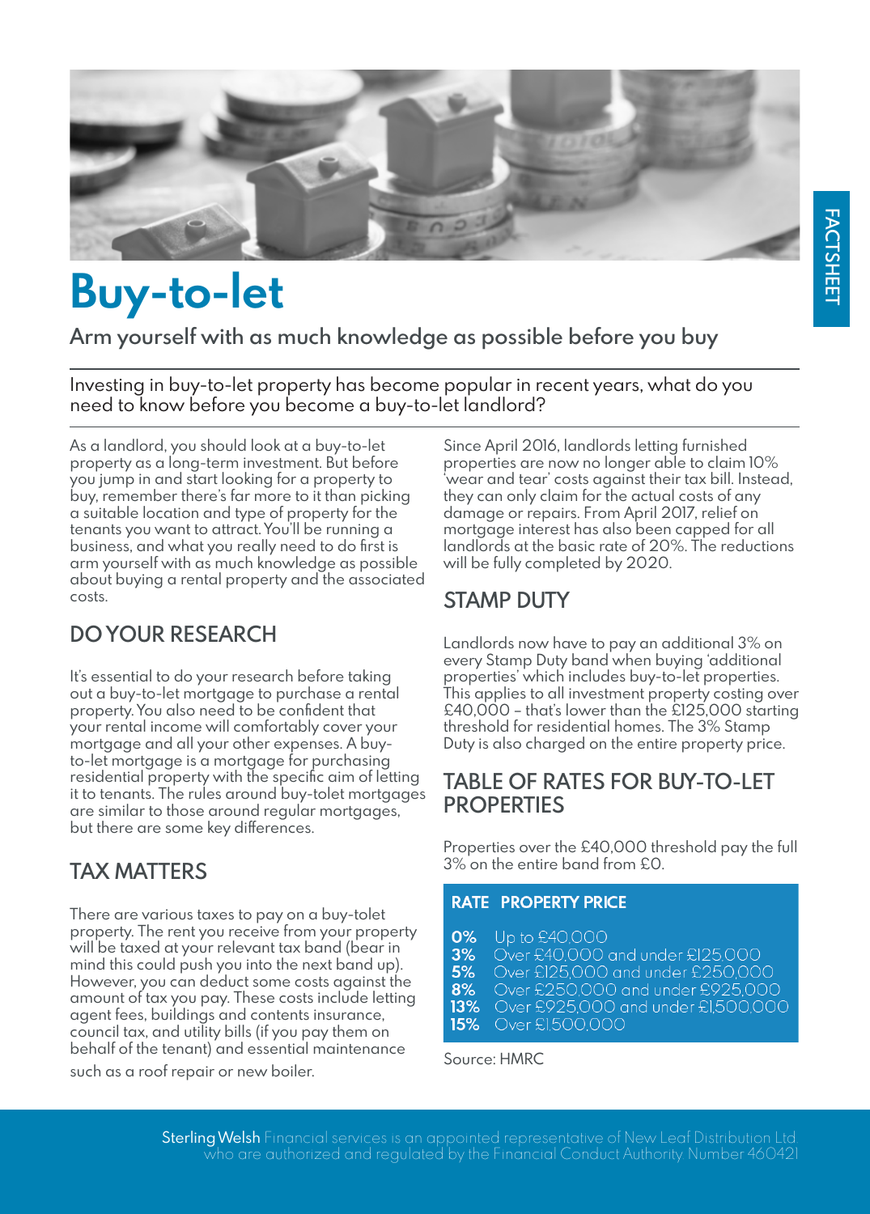# Buy-to-let

## Arm yourself with as much knowledge as possible before you buy

Investing in buy-to-let property has become popular in recent years, what do you need to know before you become a buy-to-let landlord?

As a landlord, you should look at a buy-to-let property as a long-term investment. But before you jump in and start looking for a property to buy, remember there's far more to it than picking a suitable location and type of property for the tenants you want to attract. You'll be running a business, and what you really need to do first is arm yourself with as much knowledge as possible about buying a rental property and the associated costs.

## DO YOUR RESEARCH

It's essential to do your research before taking out a buy-to-let mortgage to purchase a rental property. You also need to be confident that your rental income will comfortably cover your mortgage and all your other expenses. A buy-to-let mortgage is a mortgage for purchasing residential property with the specific aim of letting it to tenants. The rules around buy-tolet mortgages are similar to those around regular mortgages, but there are some key differences.

## TAX MATTERS

There are various taxes to pay on a buy-tolet property. The rent you receive from your property will be taxed at your relevant tax band (bear in mind this could push you into the next band up). However, you can deduct some costs against the amount of tax you pay. These costs include letting agent fees, buildings and contents insurance, council tax, and utility bills (if you pay them on behalf of the tenant) and essential maintenance such as a roof repair or new boiler.

Since April 2016, landlords letting furnished properties are now no longer able to claim 10% 'wear and tear' costs against their tax bill. Instead, they can only claim for the actual costs of any damage or repairs. From April 2017, relief on mortgage interest has also been capped for all landlords at the basic rate of 20%. The reductions will be fully completed by 2020.

## STAMP DUTY

Landlords now have to pay an additional 3% on every Stamp Duty band when buying 'additional properties' which includes buy-to-let properties. This applies to all investment property costing over £40,000 – that's lower than the £125,000 starting threshold for residential homes. The 3% Stamp Duty is also charged on the entire property price.

## TABLE OF RATES FOR BUY-TO-LET PROPERTIES

Properties over the £40,000 threshold pay the full 3% on the entire band from £0.

| RATE | PROPERTY PRICE |
|---|---|
| **0%** | Up to £40,000 |
| **3%** | Over £40,000 and under £125,000 |
| **5%** | Over £125,000 and under £250,000 |
| **8%** | Over £250,000 and under £925,000 |
| **13%** | Over £925,000 and under £1,500,000 |
| **15%** | Over £1,500,000 |

Source: HMRC

Sterling Welsh Financial services is an appointed representative of New Leaf Distribution Ltd who are authorized and regulated by the Financial Conduct Authority. Number 460421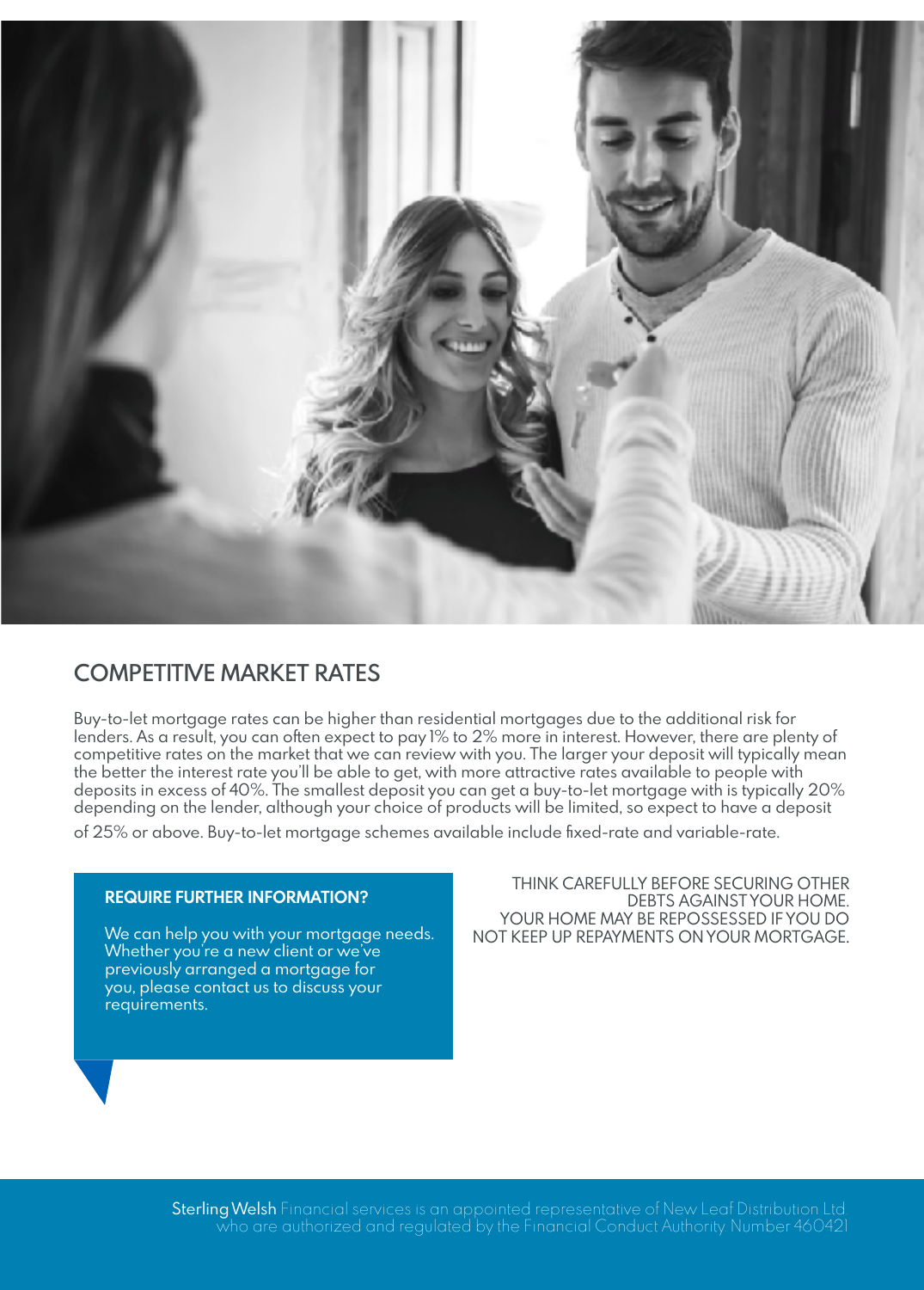## COMPETITIVE MARKET RATES

Buy-to-let mortgage rates can be higher than residential mortgages due to the additional risk for lenders. As a result, you can often expect to pay 1% to 2% more in interest. However, there are plenty of competitive rates on the market that we can review with you. The larger your deposit will typically mean the better the interest rate you'll be able to get, with more attractive rates available to people with deposits in excess of 40%. The smallest deposit you can get a buy-to-let mortgage with is typically 20% depending on the lender, although your choice of products will be limited, so expect to have a deposit of 25% or above. Buy-to-let mortgage schemes available include fixed-rate and variable-rate.

**REQUIRE FURTHER INFORMATION?**

We can help you with your mortgage needs. Whether you're a new client or we've previously arranged a mortgage for you, please contact us to discuss your requirements.

THINK CAREFULLY BEFORE SECURING OTHER DEBTS AGAINST YOUR HOME. YOUR HOME MAY BE REPOSSESSED IF YOU DO NOT KEEP UP REPAYMENTS ON YOUR MORTGAGE.

Sterling Welsh Financial services is an appointed representative of New Leaf Distribution Ltd who are authorized and regulated by the Financial Conduct Authority. Number 460421